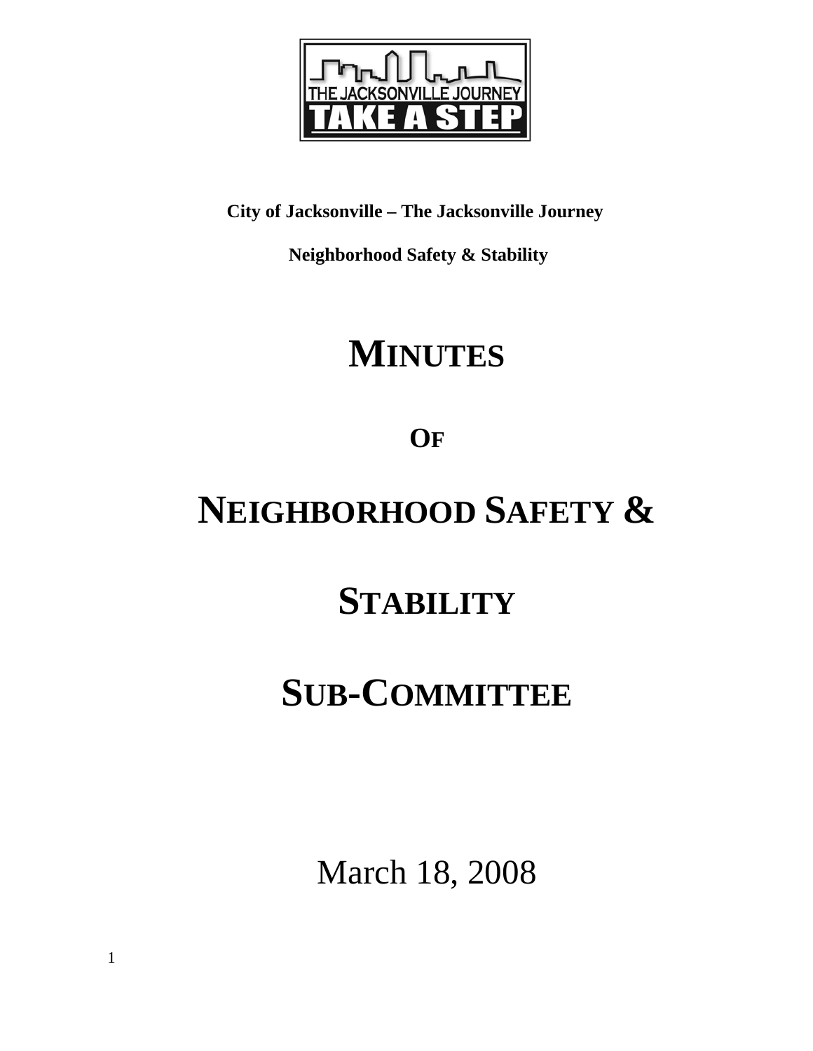**City of Jacksonville – The Jacksonville Journey**

**Neighborhood Safety & Stability**

# MINUTES

# OF

# NEIGHBORHOOD SAFETY &

# STABILITY

# SUB-COMMITTEE

March 18, 2008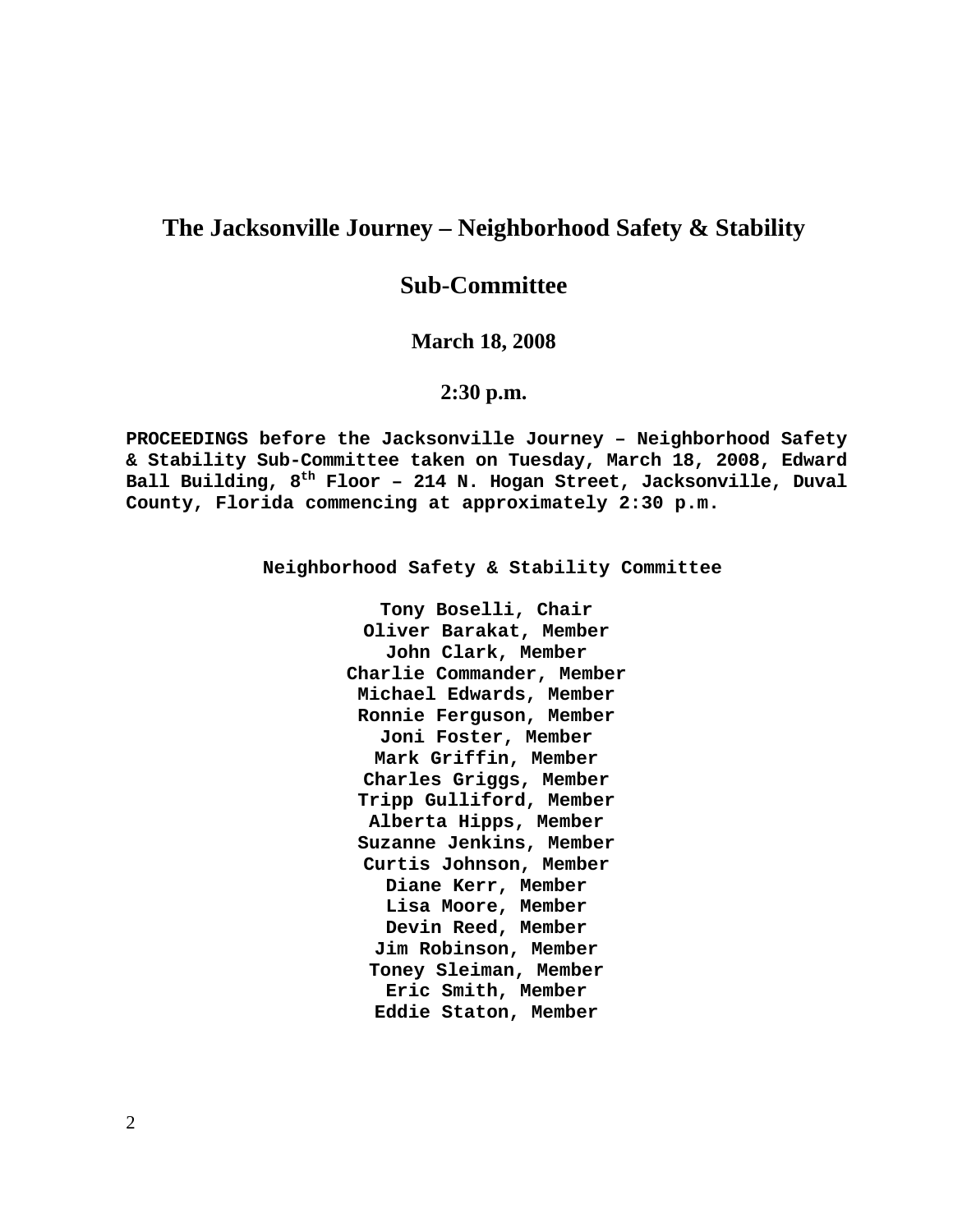# The Jacksonville Journey – Neighborhood Safety & Stability

# Sub-Committee

### March 18, 2008

### 2:30 p.m.

**PROCEEDINGS before the Jacksonville Journey – Neighborhood Safety & Stability Sub-Committee taken on Tuesday, March 18, 2008, Edward Ball Building, 8th Floor – 214 N. Hogan Street, Jacksonville, Duval County, Florida commencing at approximately 2:30 p.m.**

**Neighborhood Safety & Stability Committee**

**Tony Boselli, Chair**
**Oliver Barakat, Member**
**John Clark, Member**
**Charlie Commander, Member**
**Michael Edwards, Member**
**Ronnie Ferguson, Member**
**Joni Foster, Member**
**Mark Griffin, Member**
**Charles Griggs, Member**
**Tripp Gulliford, Member**
**Alberta Hipps, Member**
**Suzanne Jenkins, Member**
**Curtis Johnson, Member**
**Diane Kerr, Member**
**Lisa Moore, Member**
**Devin Reed, Member**
**Jim Robinson, Member**
**Toney Sleiman, Member**
**Eric Smith, Member**
**Eddie Staton, Member**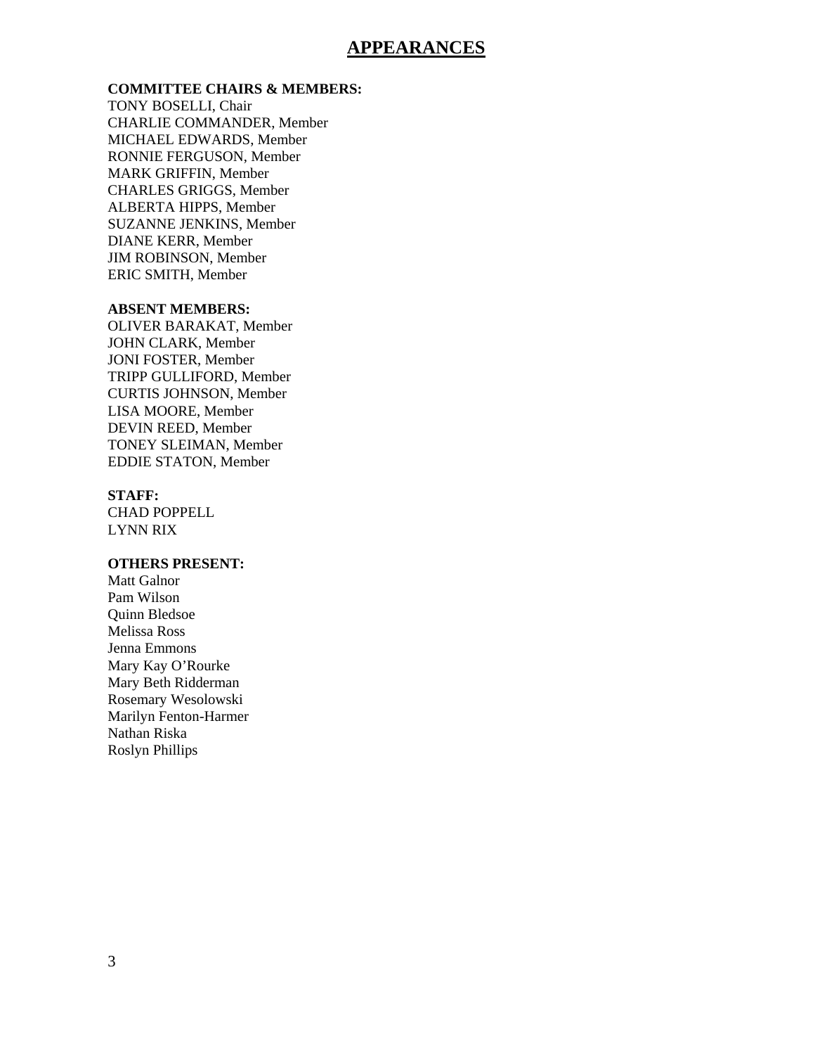# APPEARANCES

**COMMITTEE CHAIRS & MEMBERS:**

TONY BOSELLI, Chair
CHARLIE COMMANDER, Member
MICHAEL EDWARDS, Member
RONNIE FERGUSON, Member
MARK GRIFFIN, Member
CHARLES GRIGGS, Member
ALBERTA HIPPS, Member
SUZANNE JENKINS, Member
DIANE KERR, Member
JIM ROBINSON, Member
ERIC SMITH, Member

**ABSENT MEMBERS:**

OLIVER BARAKAT, Member
JOHN CLARK, Member
JONI FOSTER, Member
TRIPP GULLIFORD, Member
CURTIS JOHNSON, Member
LISA MOORE, Member
DEVIN REED, Member
TONEY SLEIMAN, Member
EDDIE STATON, Member

**STAFF:**

CHAD POPPELL
LYNN RIX

**OTHERS PRESENT:**

Matt Galnor
Pam Wilson
Quinn Bledsoe
Melissa Ross
Jenna Emmons
Mary Kay O'Rourke
Mary Beth Ridderman
Rosemary Wesolowski
Marilyn Fenton-Harmer
Nathan Riska
Roslyn Phillips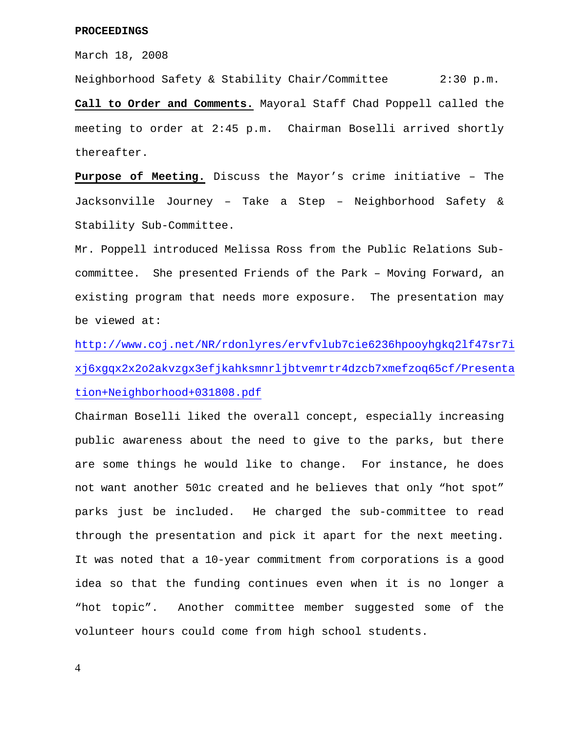**PROCEEDINGS**

March 18, 2008

Neighborhood Safety & Stability Chair/Committee 2:30 p.m.

**Call to Order and Comments.** Mayoral Staff Chad Poppell called the meeting to order at 2:45 p.m. Chairman Boselli arrived shortly thereafter.

**Purpose of Meeting.** Discuss the Mayor's crime initiative – The Jacksonville Journey – Take a Step – Neighborhood Safety & Stability Sub-Committee.

Mr. Poppell introduced Melissa Ross from the Public Relations Sub-committee. She presented Friends of the Park – Moving Forward, an existing program that needs more exposure. The presentation may be viewed at:

http://www.coj.net/NR/rdonlyres/ervfvlub7cie6236hpooyhgkq2lf47sr7ixj6xgqx2x2o2akvzgx3efjkahksmnrljbtvemrtr4dzcb7xmefzoq65cf/Presentation+Neighborhood+031808.pdf

Chairman Boselli liked the overall concept, especially increasing public awareness about the need to give to the parks, but there are some things he would like to change. For instance, he does not want another 501c created and he believes that only "hot spot" parks just be included. He charged the sub-committee to read through the presentation and pick it apart for the next meeting. It was noted that a 10-year commitment from corporations is a good idea so that the funding continues even when it is no longer a "hot topic". Another committee member suggested some of the volunteer hours could come from high school students.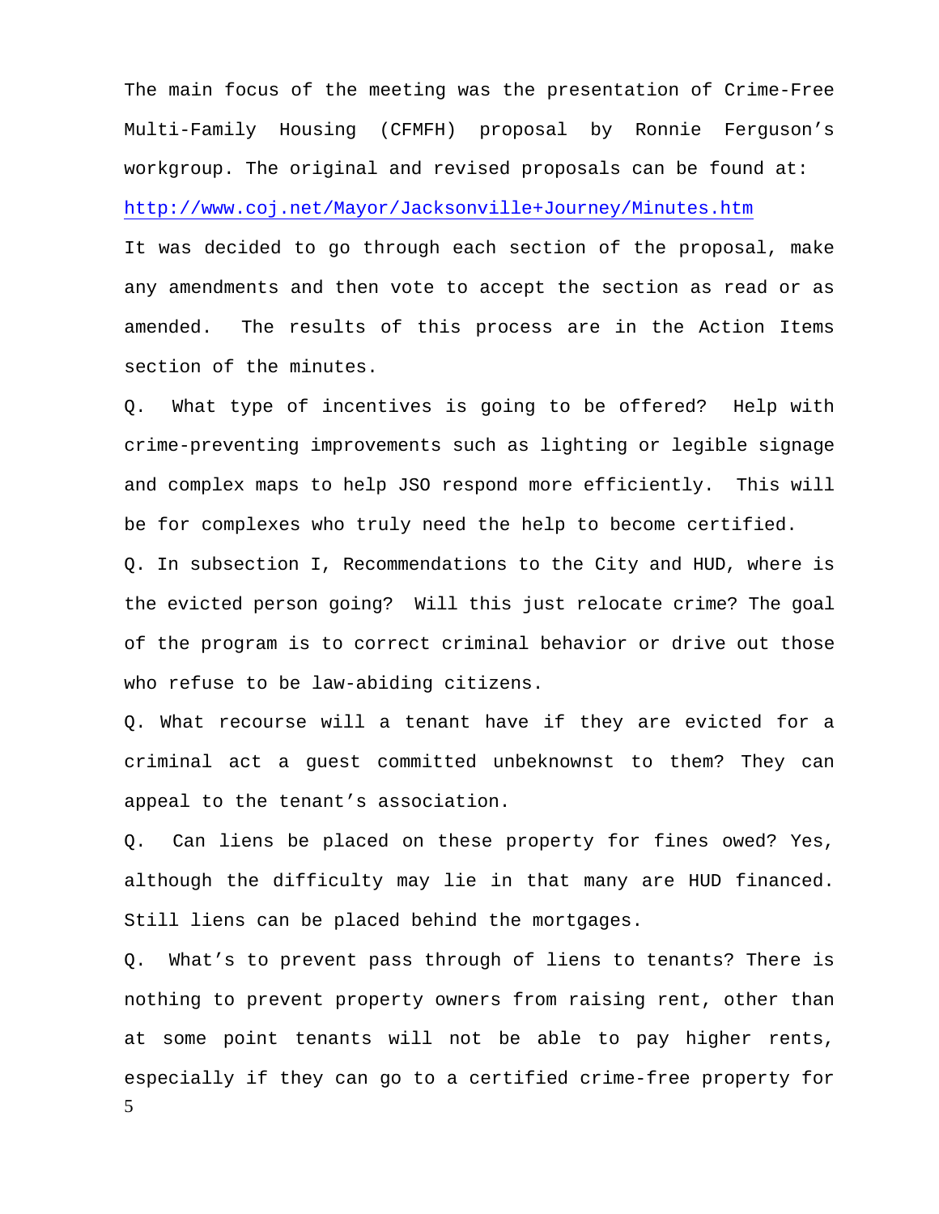The main focus of the meeting was the presentation of Crime-Free Multi-Family Housing (CFMFH) proposal by Ronnie Ferguson's workgroup. The original and revised proposals can be found at: http://www.coj.net/Mayor/Jacksonville+Journey/Minutes.htm

It was decided to go through each section of the proposal, make any amendments and then vote to accept the section as read or as amended. The results of this process are in the Action Items section of the minutes.

Q. What type of incentives is going to be offered? Help with crime-preventing improvements such as lighting or legible signage and complex maps to help JSO respond more efficiently. This will be for complexes who truly need the help to become certified.

Q. In subsection I, Recommendations to the City and HUD, where is the evicted person going? Will this just relocate crime? The goal of the program is to correct criminal behavior or drive out those who refuse to be law-abiding citizens.

Q. What recourse will a tenant have if they are evicted for a criminal act a guest committed unbeknownst to them? They can appeal to the tenant's association.

Q. Can liens be placed on these property for fines owed? Yes, although the difficulty may lie in that many are HUD financed. Still liens can be placed behind the mortgages.

Q. What's to prevent pass through of liens to tenants? There is nothing to prevent property owners from raising rent, other than at some point tenants will not be able to pay higher rents, especially if they can go to a certified crime-free property for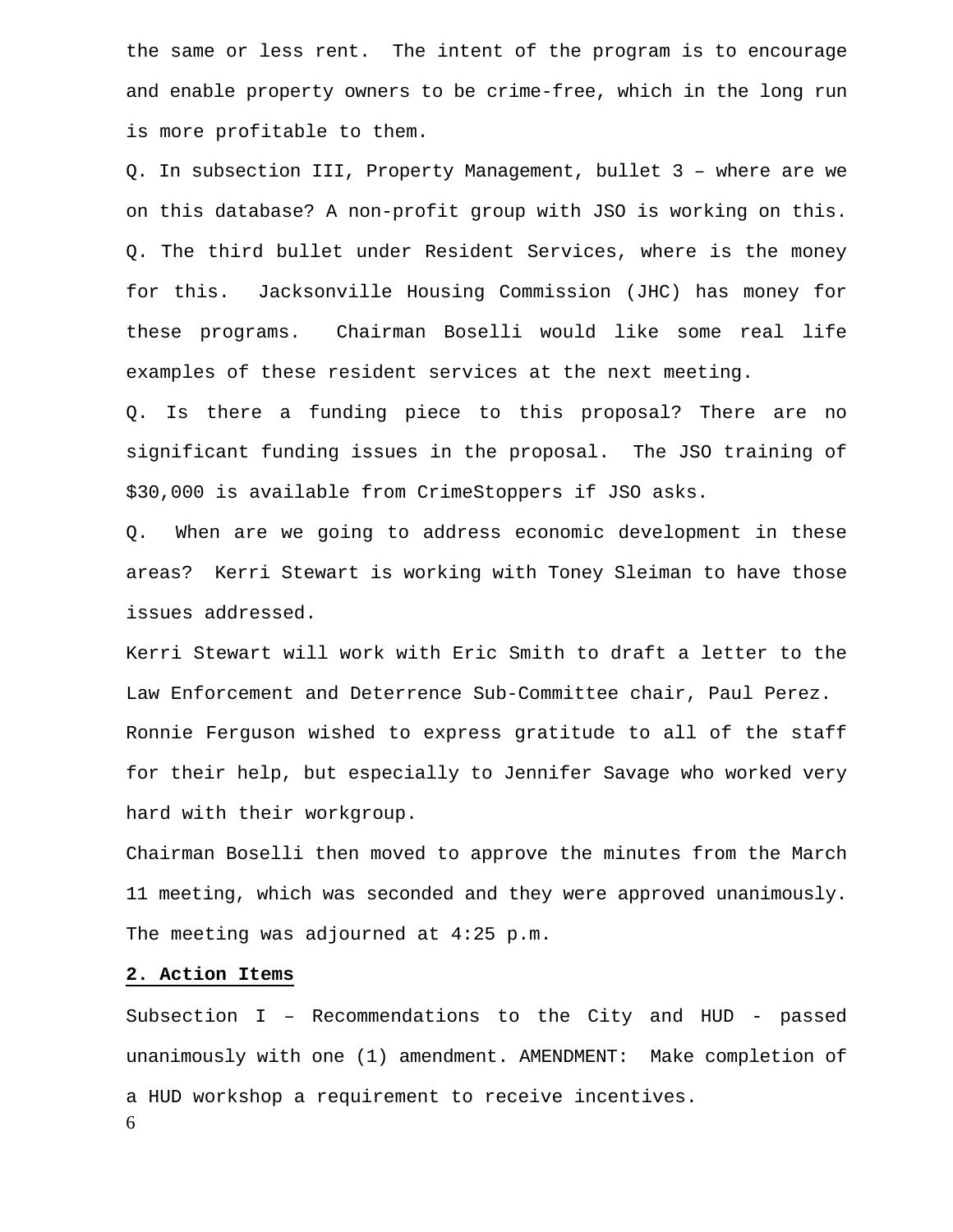the same or less rent. The intent of the program is to encourage and enable property owners to be crime-free, which in the long run is more profitable to them.

Q. In subsection III, Property Management, bullet 3 – where are we on this database? A non-profit group with JSO is working on this.

Q. The third bullet under Resident Services, where is the money for this. Jacksonville Housing Commission (JHC) has money for these programs. Chairman Boselli would like some real life examples of these resident services at the next meeting.

Q. Is there a funding piece to this proposal? There are no significant funding issues in the proposal. The JSO training of $30,000 is available from CrimeStoppers if JSO asks.

Q. When are we going to address economic development in these areas? Kerri Stewart is working with Toney Sleiman to have those issues addressed.

Kerri Stewart will work with Eric Smith to draft a letter to the Law Enforcement and Deterrence Sub-Committee chair, Paul Perez.

Ronnie Ferguson wished to express gratitude to all of the staff for their help, but especially to Jennifer Savage who worked very hard with their workgroup.

Chairman Boselli then moved to approve the minutes from the March 11 meeting, which was seconded and they were approved unanimously. The meeting was adjourned at 4:25 p.m.

**2. Action Items**

Subsection I – Recommendations to the City and HUD - passed unanimously with one (1) amendment. AMENDMENT: Make completion of a HUD workshop a requirement to receive incentives.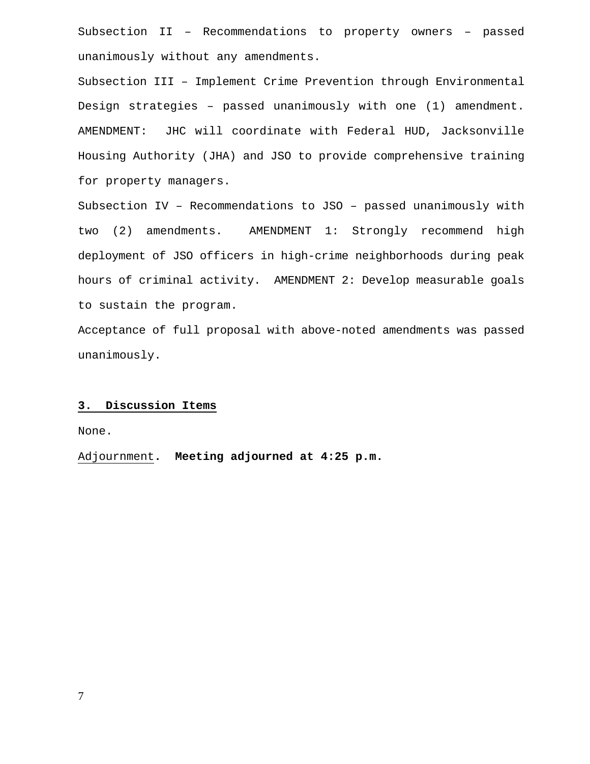Subsection II – Recommendations to property owners – passed unanimously without any amendments.

Subsection III – Implement Crime Prevention through Environmental Design strategies – passed unanimously with one (1) amendment. AMENDMENT: JHC will coordinate with Federal HUD, Jacksonville Housing Authority (JHA) and JSO to provide comprehensive training for property managers.

Subsection IV – Recommendations to JSO – passed unanimously with two (2) amendments. AMENDMENT 1: Strongly recommend high deployment of JSO officers in high-crime neighborhoods during peak hours of criminal activity. AMENDMENT 2: Develop measurable goals to sustain the program.

Acceptance of full proposal with above-noted amendments was passed unanimously.

## 3. Discussion Items

None.

Adjournment. **Meeting adjourned at 4:25 p.m.**